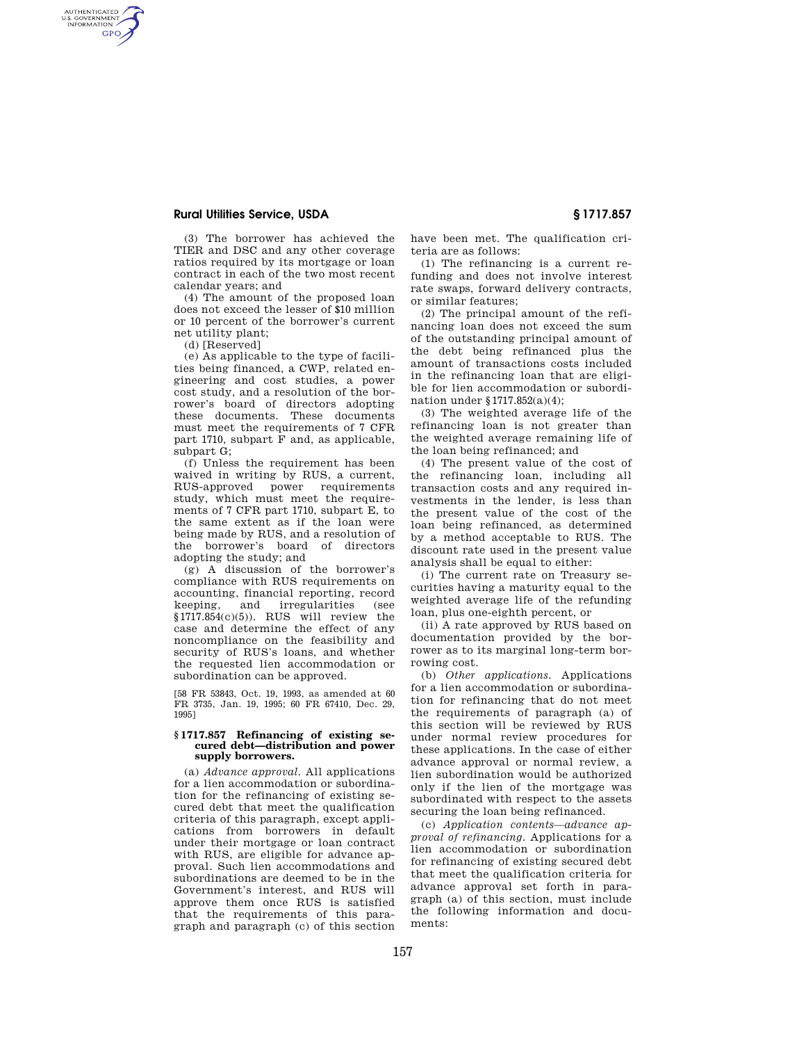(3) The borrower has achieved the TIER and DSC and any other coverage ratios required by its mortgage or loan contract in each of the two most recent calendar years; and

(4) The amount of the proposed loan does not exceed the lesser of $10 million or 10 percent of the borrower's current net utility plant;

(d) [Reserved]

(e) As applicable to the type of facilities being financed, a CWP, related engineering and cost studies, a power cost study, and a resolution of the borrower's board of directors adopting these documents. These documents must meet the requirements of 7 CFR part 1710, subpart F and, as applicable, subpart G;

(f) Unless the requirement has been waived in writing by RUS, a current, RUS-approved power requirements study, which must meet the requirements of 7 CFR part 1710, subpart E, to the same extent as if the loan were being made by RUS, and a resolution of the borrower's board of directors adopting the study; and

(g) A discussion of the borrower's compliance with RUS requirements on accounting, financial reporting, record keeping, and irregularities (see §1717.854(c)(5)). RUS will review the case and determine the effect of any noncompliance on the feasibility and security of RUS's loans, and whether the requested lien accommodation or subordination can be approved.

[58 FR 53843, Oct. 19, 1993, as amended at 60 FR 3735, Jan. 19, 1995; 60 FR 67410, Dec. 29, 1995]

### § 1717.857 Refinancing of existing secured debt—distribution and power supply borrowers.

(a) *Advance approval.* All applications for a lien accommodation or subordination for the refinancing of existing secured debt that meet the qualification criteria of this paragraph, except applications from borrowers in default under their mortgage or loan contract with RUS, are eligible for advance approval. Such lien accommodations and subordinations are deemed to be in the Government's interest, and RUS will approve them once RUS is satisfied that the requirements of this paragraph and paragraph (c) of this section have been met. The qualification criteria are as follows:

(1) The refinancing is a current refunding and does not involve interest rate swaps, forward delivery contracts, or similar features;

(2) The principal amount of the refinancing loan does not exceed the sum of the outstanding principal amount of the debt being refinanced plus the amount of transactions costs included in the refinancing loan that are eligible for lien accommodation or subordination under §1717.852(a)(4);

(3) The weighted average life of the refinancing loan is not greater than the weighted average remaining life of the loan being refinanced; and

(4) The present value of the cost of the refinancing loan, including all transaction costs and any required investments in the lender, is less than the present value of the cost of the loan being refinanced, as determined by a method acceptable to RUS. The discount rate used in the present value analysis shall be equal to either:

(i) The current rate on Treasury securities having a maturity equal to the weighted average life of the refunding loan, plus one-eighth percent, or

(ii) A rate approved by RUS based on documentation provided by the borrower as to its marginal long-term borrowing cost.

(b) *Other applications.* Applications for a lien accommodation or subordination for refinancing that do not meet the requirements of paragraph (a) of this section will be reviewed by RUS under normal review procedures for these applications. In the case of either advance approval or normal review, a lien subordination would be authorized only if the lien of the mortgage was subordinated with respect to the assets securing the loan being refinanced.

(c) *Application contents—advance approval of refinancing.* Applications for a lien accommodation or subordination for refinancing of existing secured debt that meet the qualification criteria for advance approval set forth in paragraph (a) of this section, must include the following information and documents: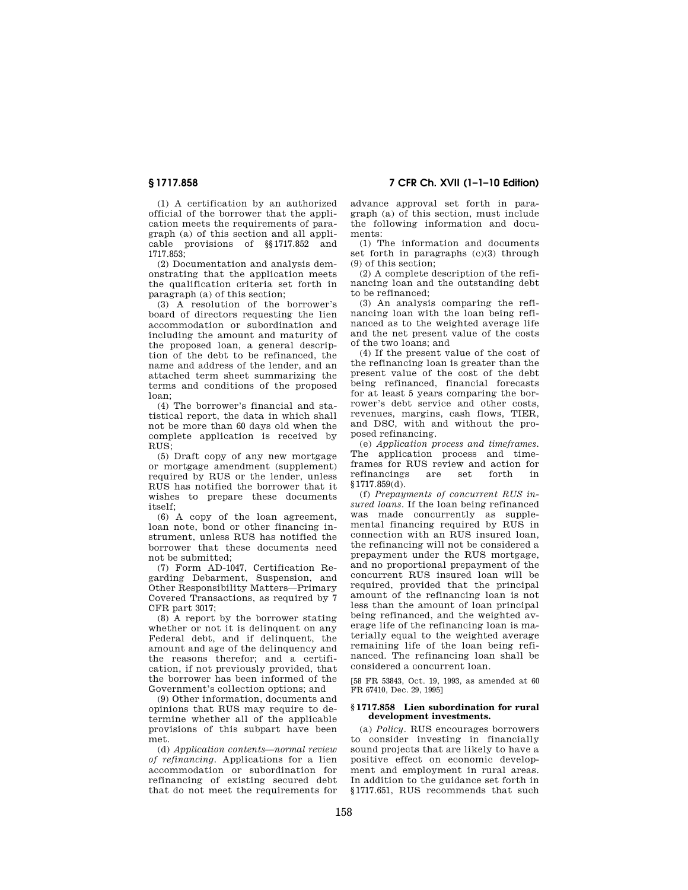(1) A certification by an authorized official of the borrower that the application meets the requirements of paragraph (a) of this section and all applicable provisions of §§1717.852 and 1717.853;

(2) Documentation and analysis demonstrating that the application meets the qualification criteria set forth in paragraph (a) of this section;

(3) A resolution of the borrower's board of directors requesting the lien accommodation or subordination and including the amount and maturity of the proposed loan, a general description of the debt to be refinanced, the name and address of the lender, and an attached term sheet summarizing the terms and conditions of the proposed loan;

(4) The borrower's financial and statistical report, the data in which shall not be more than 60 days old when the complete application is received by RUS;

(5) Draft copy of any new mortgage or mortgage amendment (supplement) required by RUS or the lender, unless RUS has notified the borrower that it wishes to prepare these documents itself;

(6) A copy of the loan agreement, loan note, bond or other financing instrument, unless RUS has notified the borrower that these documents need not be submitted;

(7) Form AD-1047, Certification Regarding Debarment, Suspension, and Other Responsibility Matters—Primary Covered Transactions, as required by 7 CFR part 3017;

(8) A report by the borrower stating whether or not it is delinquent on any Federal debt, and if delinquent, the amount and age of the delinquency and the reasons therefor; and a certification, if not previously provided, that the borrower has been informed of the Government's collection options; and

(9) Other information, documents and opinions that RUS may require to determine whether all of the applicable provisions of this subpart have been met.

(d) *Application contents—normal review of refinancing.* Applications for a lien accommodation or subordination for refinancing of existing secured debt that do not meet the requirements for advance approval set forth in paragraph (a) of this section, must include the following information and documents:

(1) The information and documents set forth in paragraphs (c)(3) through (9) of this section;

(2) A complete description of the refinancing loan and the outstanding debt to be refinanced;

(3) An analysis comparing the refinancing loan with the loan being refinanced as to the weighted average life and the net present value of the costs of the two loans; and

(4) If the present value of the cost of the refinancing loan is greater than the present value of the cost of the debt being refinanced, financial forecasts for at least 5 years comparing the borrower's debt service and other costs, revenues, margins, cash flows, TIER, and DSC, with and without the proposed refinancing.

(e) *Application process and timeframes.* The application process and timeframes for RUS review and action for refinancings are set forth in §1717.859(d).

(f) *Prepayments of concurrent RUS insured loans.* If the loan being refinanced was made concurrently as supplemental financing required by RUS in connection with an RUS insured loan, the refinancing will not be considered a prepayment under the RUS mortgage, and no proportional prepayment of the concurrent RUS insured loan will be required, provided that the principal amount of the refinancing loan is not less than the amount of loan principal being refinanced, and the weighted average life of the refinancing loan is materially equal to the weighted average remaining life of the loan being refinanced. The refinancing loan shall be considered a concurrent loan.

[58 FR 53843, Oct. 19, 1993, as amended at 60 FR 67410, Dec. 29, 1995]

## §1717.858 Lien subordination for rural development investments.

(a) *Policy.* RUS encourages borrowers to consider investing in financially sound projects that are likely to have a positive effect on economic development and employment in rural areas. In addition to the guidance set forth in §1717.651, RUS recommends that such